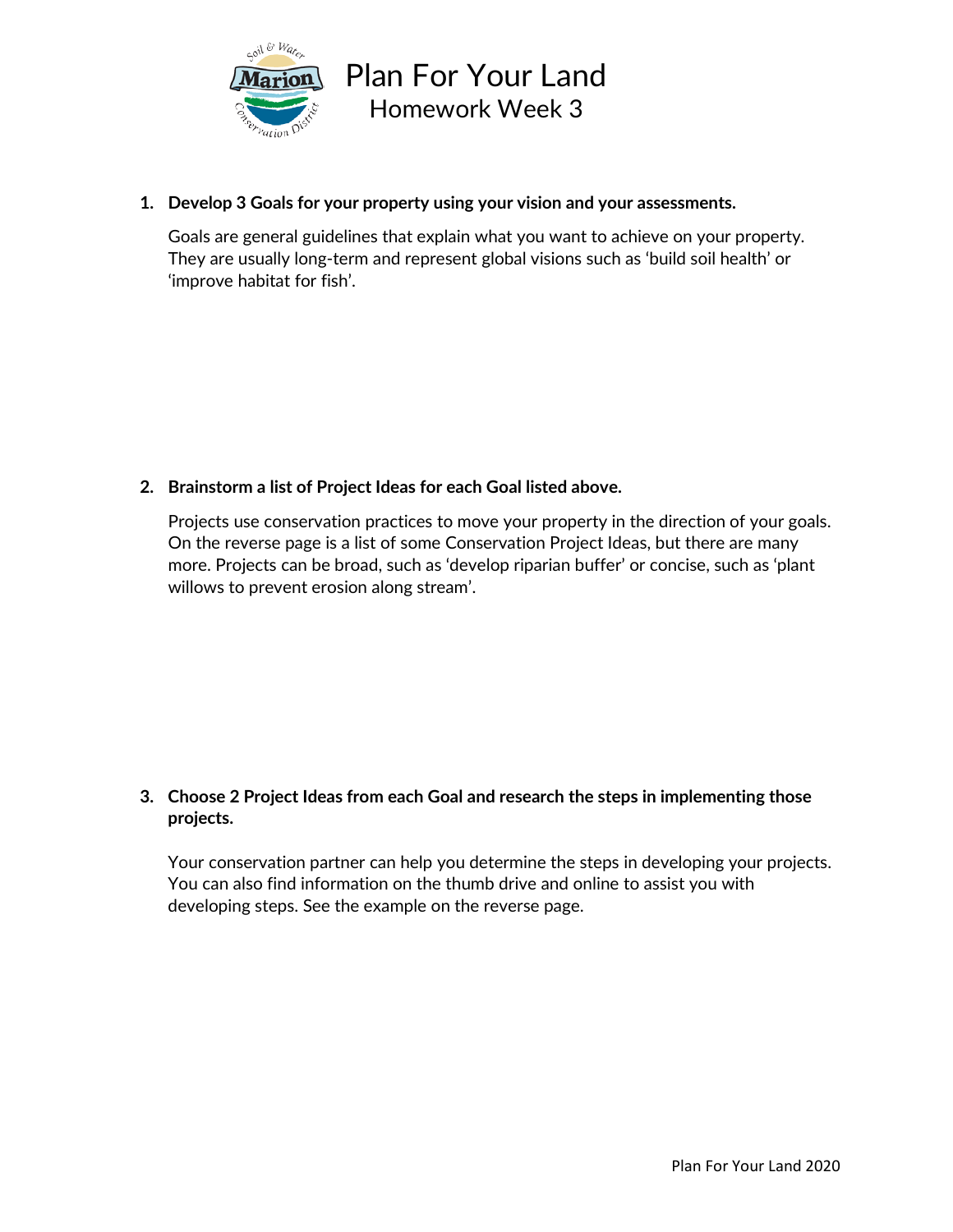# Plan For Your Land

## Homework Week 3

1. **Develop 3 Goals for your property using your vision and your assessments.**

   Goals are general guidelines that explain what you want to achieve on your property. They are usually long-term and represent global visions such as 'build soil health' or 'improve habitat for fish'.

2. **Brainstorm a list of Project Ideas for each Goal listed above.**

   Projects use conservation practices to move your property in the direction of your goals. On the reverse page is a list of some Conservation Project Ideas, but there are many more. Projects can be broad, such as 'develop riparian buffer' or concise, such as 'plant willows to prevent erosion along stream'.

3. **Choose 2 Project Ideas from each Goal and research the steps in implementing those projects.**

   Your conservation partner can help you determine the steps in developing your projects. You can also find information on the thumb drive and online to assist you with developing steps. See the example on the reverse page.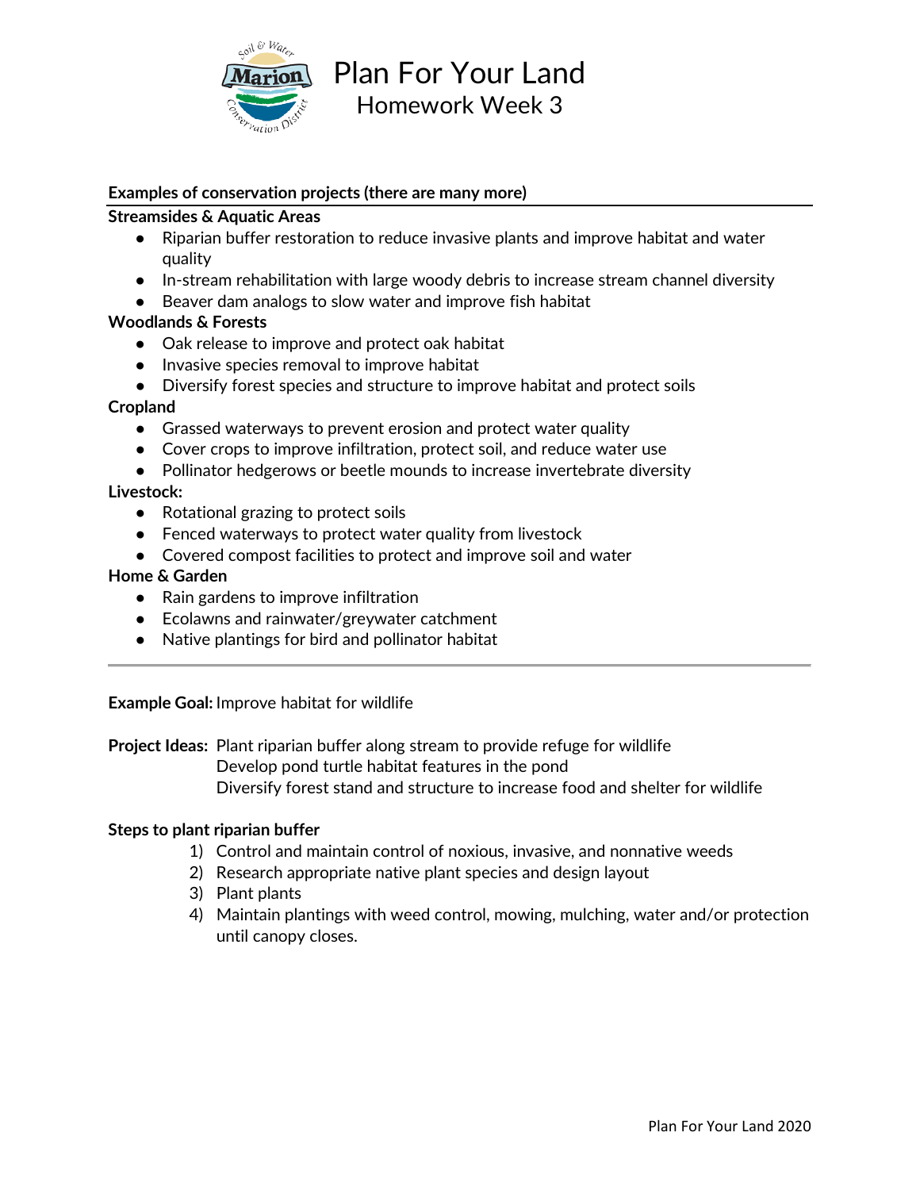# Plan For Your Land

## Homework Week 3

**Examples of conservation projects (there are many more)**

**Streamsides & Aquatic Areas**

- Riparian buffer restoration to reduce invasive plants and improve habitat and water quality
- In-stream rehabilitation with large woody debris to increase stream channel diversity
- Beaver dam analogs to slow water and improve fish habitat

**Woodlands & Forests**

- Oak release to improve and protect oak habitat
- Invasive species removal to improve habitat
- Diversify forest species and structure to improve habitat and protect soils

**Cropland**

- Grassed waterways to prevent erosion and protect water quality
- Cover crops to improve infiltration, protect soil, and reduce water use
- Pollinator hedgerows or beetle mounds to increase invertebrate diversity

**Livestock:**

- Rotational grazing to protect soils
- Fenced waterways to protect water quality from livestock
- Covered compost facilities to protect and improve soil and water

**Home & Garden**

- Rain gardens to improve infiltration
- Ecolawns and rainwater/greywater catchment
- Native plantings for bird and pollinator habitat

---

**Example Goal:** Improve habitat for wildlife

**Project Ideas:** Plant riparian buffer along stream to provide refuge for wildlife
Develop pond turtle habitat features in the pond
Diversify forest stand and structure to increase food and shelter for wildlife

**Steps to plant riparian buffer**

1) Control and maintain control of noxious, invasive, and nonnative weeds
2) Research appropriate native plant species and design layout
3) Plant plants
4) Maintain plantings with weed control, mowing, mulching, water and/or protection until canopy closes.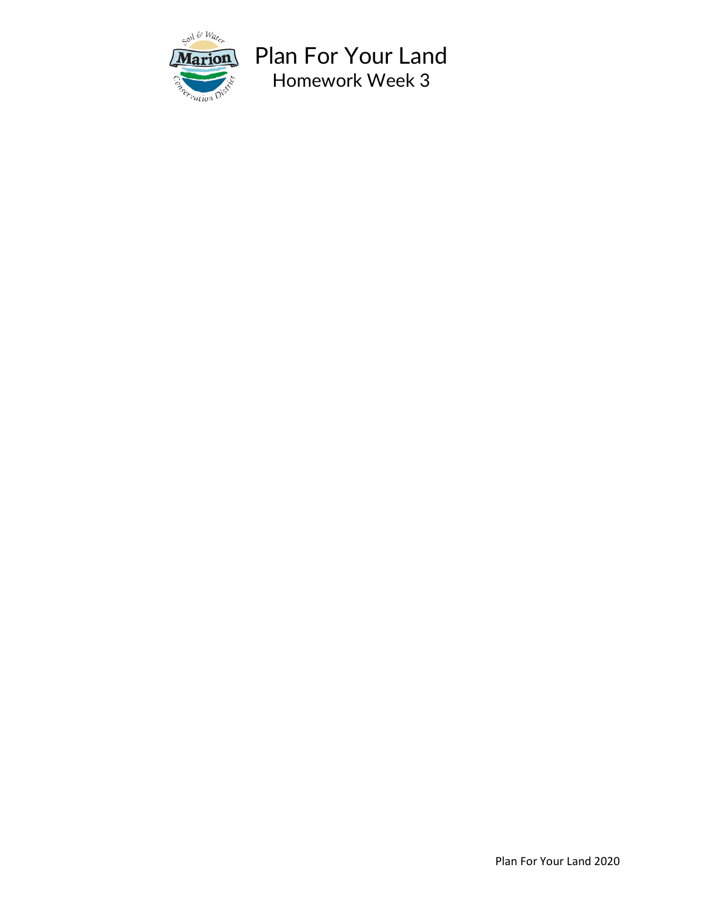# Plan For Your Land

## Homework Week 3